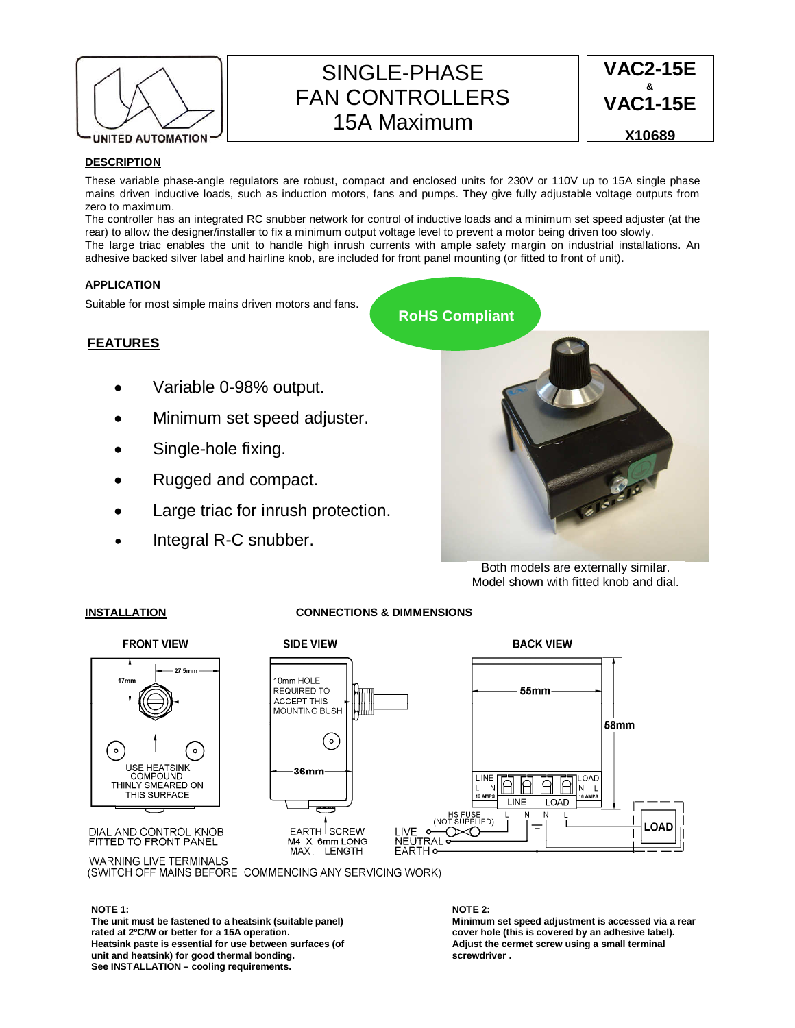UNITED AUTOMATION

# SINGLE-PHASE FAN CONTROLLERS 15A Maximum

**VAC2-15E & VAC1-15E**

**X10689**

## DESCRIPTION

These variable phase-angle regulators are robust, compact and enclosed units for 230V or 110V up to 15A single phase mains driven inductive loads, such as induction motors, fans and pumps. They give fully adjustable voltage outputs from zero to maximum.

The controller has an integrated RC snubber network for control of inductive loads and a minimum set speed adjuster (at the rear) to allow the designer/installer to fix a minimum output voltage level to prevent a motor being driven too slowly.

The large triac enables the unit to handle high inrush currents with ample safety margin on industrial installations. An adhesive backed silver label and hairline knob, are included for front panel mounting (or fitted to front of unit).

## APPLICATION

Suitable for most simple mains driven motors and fans.

**RoHS Compliant**

## FEATURES

- Variable 0-98% output.
- Minimum set speed adjuster.
- Single-hole fixing.
- Rugged and compact.
- Large triac for inrush protection.
- Integral R-C snubber.

Both models are externally similar. Model shown with fitted knob and dial.

## INSTALLATION

**CONNECTIONS & DIMMENSIONS**

**FRONT VIEW**

17mm, 27.5mm

USE HEATSINK COMPOUND THINLY SMEARED ON THIS SURFACE

DIAL AND CONTROL KNOB FITTED TO FRONT PANEL

**SIDE VIEW**

10mm HOLE REQUIRED TO ACCEPT THIS MOUNTING BUSH

36mm

EARTH SCREW M4 X 6mm LONG MAX. LENGTH

**BACK VIEW**

55mm, 58mm

LINE L N 16 AMPS — LOAD N L 16 AMPS

LINE LOAD

HS FUSE (NOT SUPPLIED)

LIVE, NEUTRAL, EARTH — L N N L — LOAD

WARNING LIVE TERMINALS
(SWITCH OFF MAINS BEFORE COMMENCING ANY SERVICING WORK)

**NOTE 1:**
**The unit must be fastened to a heatsink (suitable panel) rated at 2ºC/W or better for a 15A operation.**
**Heatsink paste is essential for use between surfaces (of unit and heatsink) for good thermal bonding.**
**See INSTALLATION – cooling requirements.**

**NOTE 2:**
**Minimum set speed adjustment is accessed via a rear cover hole (this is covered by an adhesive label).**
**Adjust the cermet screw using a small terminal screwdriver .**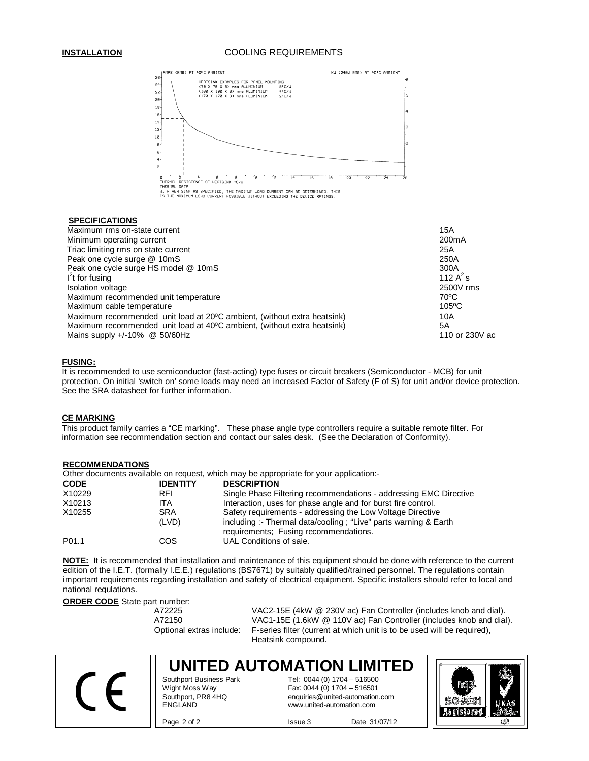**INSTALLATION** COOLING REQUIREMENTS

AMPS (RMS) AT 40°C AMBIENT

KW (240V RMS) AT 40°C AMBIENT

HEATSINK EXAMPLES FOR PANEL MOUNTING
(70 X 70 X 3) mms ALUMINIUM 8° C/W
(100 X 100 X 3) mms ALUMINIUM 4° C/W
(170 X 170 X 3) mms ALUMINIUM 2° C/W

26 24 22 20 18 16 14 12 10 8 6 4 2

6 5 4 3 2 1

0 2 4 6 8 10 12 14 16 18 20 22 24 26

THERMAL RESISTANCE OF HEATSINK °C/W

THERMAL DATA
WITH HEATSINK AS SPECIFIED, THE MAXIMUM LOAD CURRENT CAN BE DETERMINED. THIS IS THE MAXIMUM LOAD CURRENT POSSIBLE WITHOUT EXCEEDING THE DEVICE RATINGS

**SPECIFICATIONS**

| | |
|---|---|
| Maximum rms on-state current | 15A |
| Minimum operating current | 200mA |
| Triac limiting rms on state current | 25A |
| Peak one cycle surge @ 10mS | 250A |
| Peak one cycle surge HS model @ 10mS | 300A |
| $I^2t$ for fusing | 112 $A^2$ s |
| Isolation voltage | 2500V rms |
| Maximum recommended unit temperature | 70ºC |
| Maximum cable temperature | 105ºC |
| Maximum recommended unit load at 20ºC ambient, (without extra heatsink) | 10A |
| Maximum recommended unit load at 40ºC ambient, (without extra heatsink) | 5A |
| Mains supply +/-10% @ 50/60Hz | 110 or 230V ac |

**FUSING:**

It is recommended to use semiconductor (fast-acting) type fuses or circuit breakers (Semiconductor - MCB) for unit protection. On initial 'switch on' some loads may need an increased Factor of Safety (F of S) for unit and/or device protection. See the SRA datasheet for further information.

**CE MARKING**

This product family carries a "CE marking". These phase angle type controllers require a suitable remote filter. For information see recommendation section and contact our sales desk. (See the Declaration of Conformity).

**RECOMMENDATIONS**

Other documents available on request, which may be appropriate for your application:-

| CODE | IDENTITY | DESCRIPTION |
|---|---|---|
| X10229 | RFI | Single Phase Filtering recommendations - addressing EMC Directive |
| X10213 | ITA | Interaction, uses for phase angle and for burst fire control. |
| X10255 | SRA (LVD) | Safety requirements - addressing the Low Voltage Directive including :- Thermal data/cooling ; "Live" parts warning & Earth requirements; Fusing recommendations. |
| P01.1 | COS | UAL Conditions of sale. |

**NOTE:** It is recommended that installation and maintenance of this equipment should be done with reference to the current edition of the I.E.T. (formally I.E.E.) regulations (BS7671) by suitably qualified/trained personnel. The regulations contain important requirements regarding installation and safety of electrical equipment. Specific installers should refer to local and national regulations.

**ORDER CODE** State part number:

| | |
|---|---|
| A72225 | VAC2-15E (4kW @ 230V ac) Fan Controller (includes knob and dial). |
| A72150 | VAC1-15E (1.6kW @ 110V ac) Fan Controller (includes knob and dial). |
| Optional extras include: | F-series filter (current at which unit is to be used will be required), Heatsink compound. |

**UNITED AUTOMATION LIMITED**

Southport Business Park
Wight Moss Way
Southport, PR8 4HQ
ENGLAND

Tel: 0044 (0) 1704 – 516500
Fax: 0044 (0) 1704 – 516501
enquiries@united-automation.com
www.united-automation.com

Issue 3 Date 31/07/12